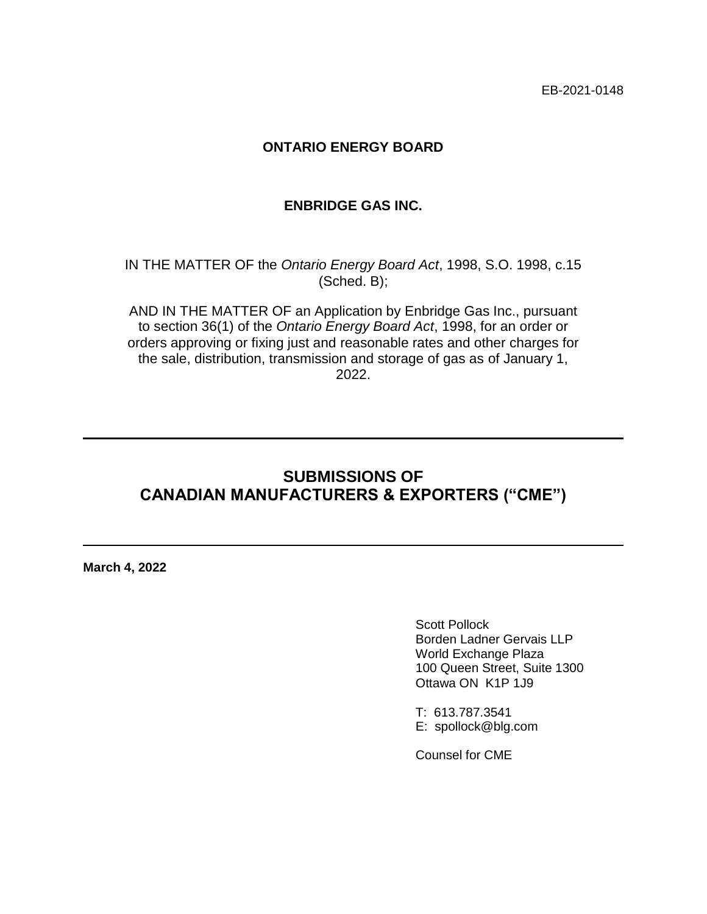EB-2021-0148

**ONTARIO ENERGY BOARD**

**ENBRIDGE GAS INC.**

IN THE MATTER OF the *Ontario Energy Board Act*, 1998, S.O. 1998, c.15 (Sched. B);

AND IN THE MATTER OF an Application by Enbridge Gas Inc., pursuant to section 36(1) of the *Ontario Energy Board Act*, 1998, for an order or orders approving or fixing just and reasonable rates and other charges for the sale, distribution, transmission and storage of gas as of January 1, 2022.

---

# SUBMISSIONS OF CANADIAN MANUFACTURERS & EXPORTERS ("CME")

---

**March 4, 2022**

Scott Pollock
Borden Ladner Gervais LLP
World Exchange Plaza
100 Queen Street, Suite 1300
Ottawa ON K1P 1J9

T: 613.787.3541
E: spollock@blg.com

Counsel for CME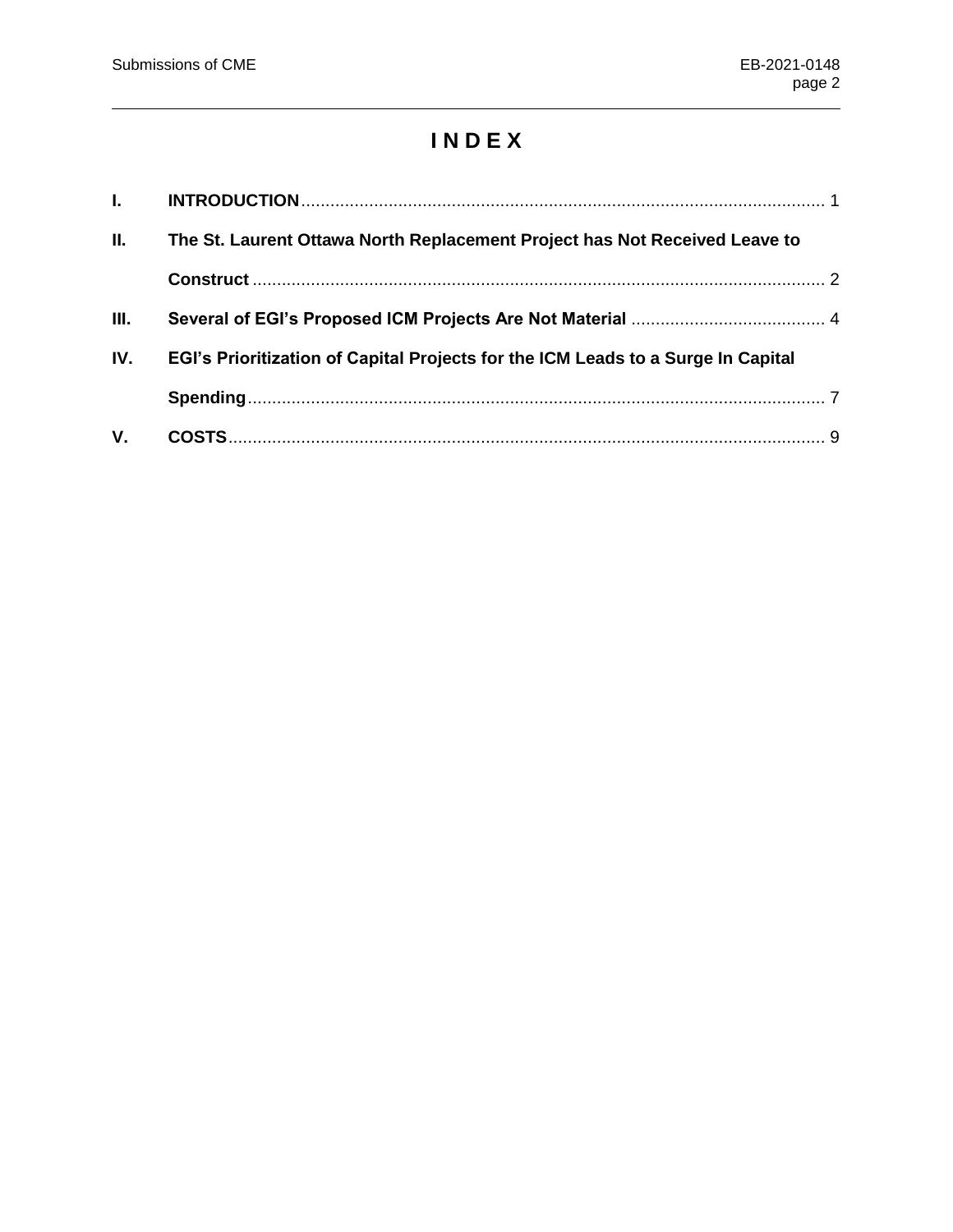# INDEX

| | | |
|---|---|---|
| **I.** | **INTRODUCTION** | 1 |
| **II.** | **The St. Laurent Ottawa North Replacement Project has Not Received Leave to Construct** | 2 |
| **III.** | **Several of EGI's Proposed ICM Projects Are Not Material** | 4 |
| **IV.** | **EGI's Prioritization of Capital Projects for the ICM Leads to a Surge In Capital Spending** | 7 |
| **V.** | **COSTS** | 9 |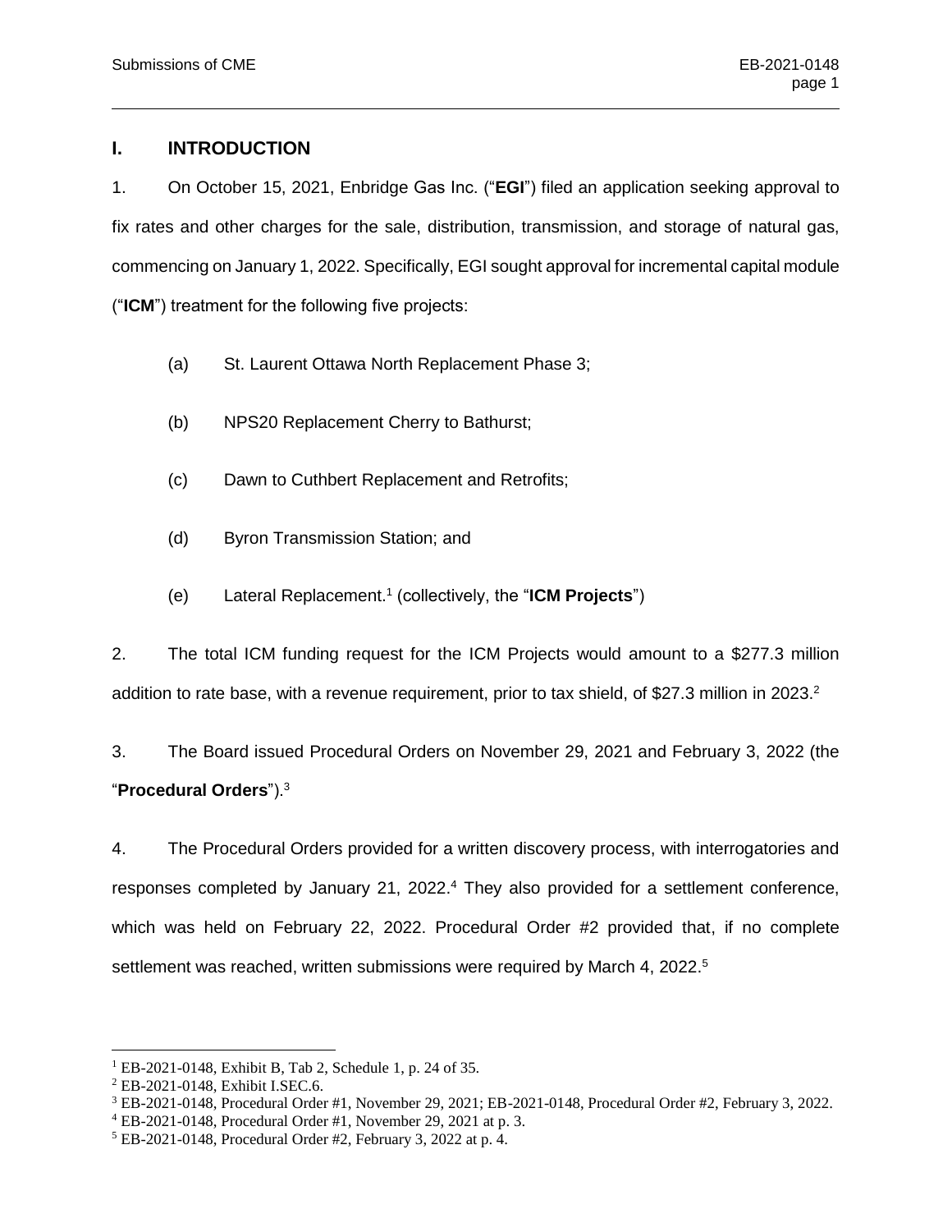## I. INTRODUCTION

1. On October 15, 2021, Enbridge Gas Inc. ("**EGI**") filed an application seeking approval to fix rates and other charges for the sale, distribution, transmission, and storage of natural gas, commencing on January 1, 2022. Specifically, EGI sought approval for incremental capital module ("**ICM**") treatment for the following five projects:

   (a) St. Laurent Ottawa North Replacement Phase 3;

   (b) NPS20 Replacement Cherry to Bathurst;

   (c) Dawn to Cuthbert Replacement and Retrofits;

   (d) Byron Transmission Station; and

   (e) Lateral Replacement.[1] (collectively, the "**ICM Projects**")

2. The total ICM funding request for the ICM Projects would amount to a $277.3 million addition to rate base, with a revenue requirement, prior to tax shield, of $27.3 million in 2023.[2]

3. The Board issued Procedural Orders on November 29, 2021 and February 3, 2022 (the "**Procedural Orders**").[3]

4. The Procedural Orders provided for a written discovery process, with interrogatories and responses completed by January 21, 2022.[4] They also provided for a settlement conference, which was held on February 22, 2022. Procedural Order #2 provided that, if no complete settlement was reached, written submissions were required by March 4, 2022.[5]

---

[1] EB-2021-0148, Exhibit B, Tab 2, Schedule 1, p. 24 of 35.

[2] EB-2021-0148, Exhibit I.SEC.6.

[3] EB-2021-0148, Procedural Order #1, November 29, 2021; EB-2021-0148, Procedural Order #2, February 3, 2022.

[4] EB-2021-0148, Procedural Order #1, November 29, 2021 at p. 3.

[5] EB-2021-0148, Procedural Order #2, February 3, 2022 at p. 4.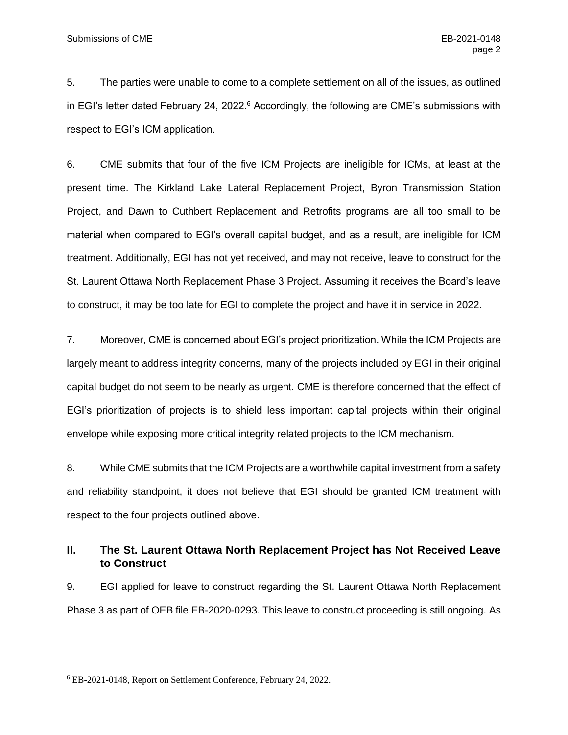5. The parties were unable to come to a complete settlement on all of the issues, as outlined in EGI's letter dated February 24, 2022.[6] Accordingly, the following are CME's submissions with respect to EGI's ICM application.

6. CME submits that four of the five ICM Projects are ineligible for ICMs, at least at the present time. The Kirkland Lake Lateral Replacement Project, Byron Transmission Station Project, and Dawn to Cuthbert Replacement and Retrofits programs are all too small to be material when compared to EGI's overall capital budget, and as a result, are ineligible for ICM treatment. Additionally, EGI has not yet received, and may not receive, leave to construct for the St. Laurent Ottawa North Replacement Phase 3 Project. Assuming it receives the Board's leave to construct, it may be too late for EGI to complete the project and have it in service in 2022.

7. Moreover, CME is concerned about EGI's project prioritization. While the ICM Projects are largely meant to address integrity concerns, many of the projects included by EGI in their original capital budget do not seem to be nearly as urgent. CME is therefore concerned that the effect of EGI's prioritization of projects is to shield less important capital projects within their original envelope while exposing more critical integrity related projects to the ICM mechanism.

8. While CME submits that the ICM Projects are a worthwhile capital investment from a safety and reliability standpoint, it does not believe that EGI should be granted ICM treatment with respect to the four projects outlined above.

## II. The St. Laurent Ottawa North Replacement Project has Not Received Leave to Construct

9. EGI applied for leave to construct regarding the St. Laurent Ottawa North Replacement Phase 3 as part of OEB file EB-2020-0293. This leave to construct proceeding is still ongoing. As

---

[6] EB-2021-0148, Report on Settlement Conference, February 24, 2022.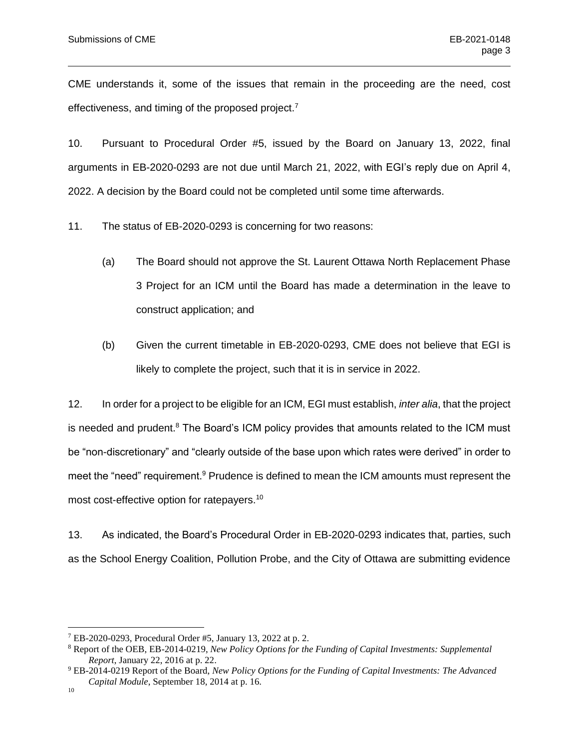CME understands it, some of the issues that remain in the proceeding are the need, cost effectiveness, and timing of the proposed project.[7]

10. Pursuant to Procedural Order #5, issued by the Board on January 13, 2022, final arguments in EB-2020-0293 are not due until March 21, 2022, with EGI's reply due on April 4, 2022. A decision by the Board could not be completed until some time afterwards.

11. The status of EB-2020-0293 is concerning for two reasons:

(a) The Board should not approve the St. Laurent Ottawa North Replacement Phase 3 Project for an ICM until the Board has made a determination in the leave to construct application; and

(b) Given the current timetable in EB-2020-0293, CME does not believe that EGI is likely to complete the project, such that it is in service in 2022.

12. In order for a project to be eligible for an ICM, EGI must establish, *inter alia*, that the project is needed and prudent.[8] The Board's ICM policy provides that amounts related to the ICM must be "non-discretionary" and "clearly outside of the base upon which rates were derived" in order to meet the "need" requirement.[9] Prudence is defined to mean the ICM amounts must represent the most cost-effective option for ratepayers.[10]

13. As indicated, the Board's Procedural Order in EB-2020-0293 indicates that, parties, such as the School Energy Coalition, Pollution Probe, and the City of Ottawa are submitting evidence

---

[7] EB-2020-0293, Procedural Order #5, January 13, 2022 at p. 2.

[8] Report of the OEB, EB-2014-0219, *New Policy Options for the Funding of Capital Investments: Supplemental Report*, January 22, 2016 at p. 22.

[9] EB-2014-0219 Report of the Board, *New Policy Options for the Funding of Capital Investments: The Advanced Capital Module*, September 18, 2014 at p. 16.

[10]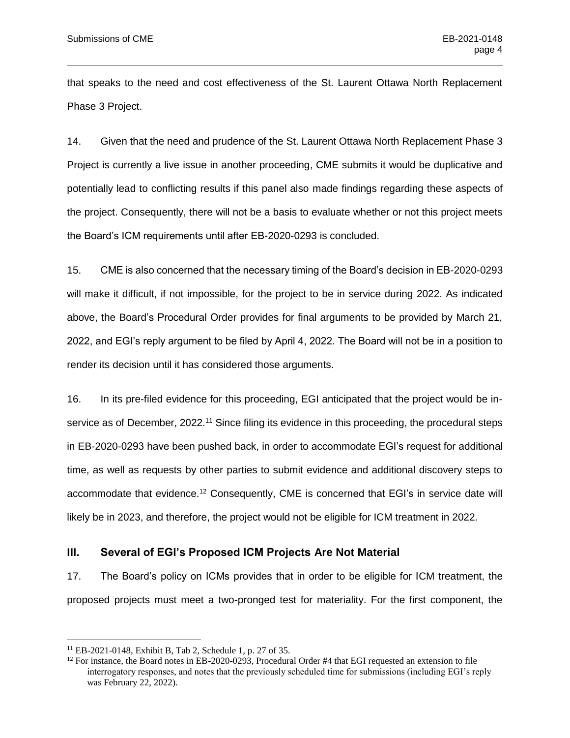that speaks to the need and cost effectiveness of the St. Laurent Ottawa North Replacement Phase 3 Project.

14. Given that the need and prudence of the St. Laurent Ottawa North Replacement Phase 3 Project is currently a live issue in another proceeding, CME submits it would be duplicative and potentially lead to conflicting results if this panel also made findings regarding these aspects of the project. Consequently, there will not be a basis to evaluate whether or not this project meets the Board's ICM requirements until after EB-2020-0293 is concluded.

15. CME is also concerned that the necessary timing of the Board's decision in EB-2020-0293 will make it difficult, if not impossible, for the project to be in service during 2022. As indicated above, the Board's Procedural Order provides for final arguments to be provided by March 21, 2022, and EGI's reply argument to be filed by April 4, 2022. The Board will not be in a position to render its decision until it has considered those arguments.

16. In its pre-filed evidence for this proceeding, EGI anticipated that the project would be in-service as of December, 2022.[11] Since filing its evidence in this proceeding, the procedural steps in EB-2020-0293 have been pushed back, in order to accommodate EGI's request for additional time, as well as requests by other parties to submit evidence and additional discovery steps to accommodate that evidence.[12] Consequently, CME is concerned that EGI's in service date will likely be in 2023, and therefore, the project would not be eligible for ICM treatment in 2022.

## III. Several of EGI's Proposed ICM Projects Are Not Material

17. The Board's policy on ICMs provides that in order to be eligible for ICM treatment, the proposed projects must meet a two-pronged test for materiality. For the first component, the

---

[11] EB-2021-0148, Exhibit B, Tab 2, Schedule 1, p. 27 of 35.

[12] For instance, the Board notes in EB-2020-0293, Procedural Order #4 that EGI requested an extension to file interrogatory responses, and notes that the previously scheduled time for submissions (including EGI's reply was February 22, 2022).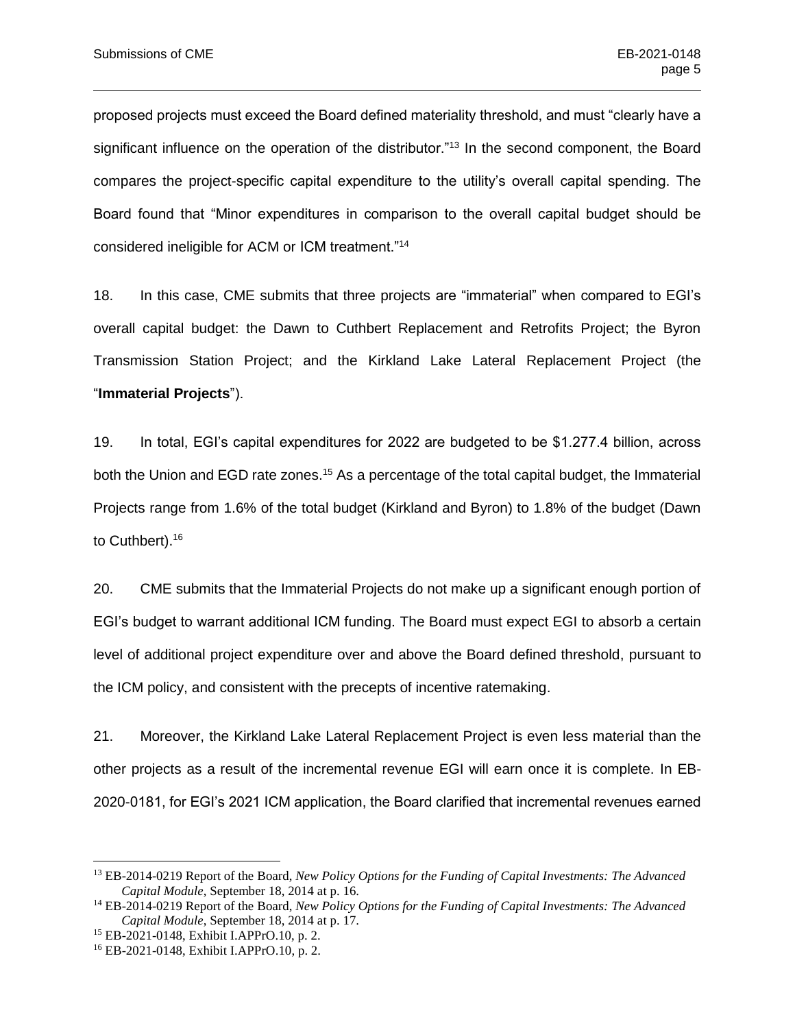proposed projects must exceed the Board defined materiality threshold, and must "clearly have a significant influence on the operation of the distributor."[13] In the second component, the Board compares the project-specific capital expenditure to the utility's overall capital spending. The Board found that "Minor expenditures in comparison to the overall capital budget should be considered ineligible for ACM or ICM treatment."[14]

18. In this case, CME submits that three projects are "immaterial" when compared to EGI's overall capital budget: the Dawn to Cuthbert Replacement and Retrofits Project; the Byron Transmission Station Project; and the Kirkland Lake Lateral Replacement Project (the "**Immaterial Projects**").

19. In total, EGI's capital expenditures for 2022 are budgeted to be $1.277.4 billion, across both the Union and EGD rate zones.[15] As a percentage of the total capital budget, the Immaterial Projects range from 1.6% of the total budget (Kirkland and Byron) to 1.8% of the budget (Dawn to Cuthbert).[16]

20. CME submits that the Immaterial Projects do not make up a significant enough portion of EGI's budget to warrant additional ICM funding. The Board must expect EGI to absorb a certain level of additional project expenditure over and above the Board defined threshold, pursuant to the ICM policy, and consistent with the precepts of incentive ratemaking.

21. Moreover, the Kirkland Lake Lateral Replacement Project is even less material than the other projects as a result of the incremental revenue EGI will earn once it is complete. In EB-2020-0181, for EGI's 2021 ICM application, the Board clarified that incremental revenues earned

---

[13] EB-2014-0219 Report of the Board, *New Policy Options for the Funding of Capital Investments: The Advanced Capital Module*, September 18, 2014 at p. 16.

[14] EB-2014-0219 Report of the Board, *New Policy Options for the Funding of Capital Investments: The Advanced Capital Module*, September 18, 2014 at p. 17.

[15] EB-2021-0148, Exhibit I.APPrO.10, p. 2.

[16] EB-2021-0148, Exhibit I.APPrO.10, p. 2.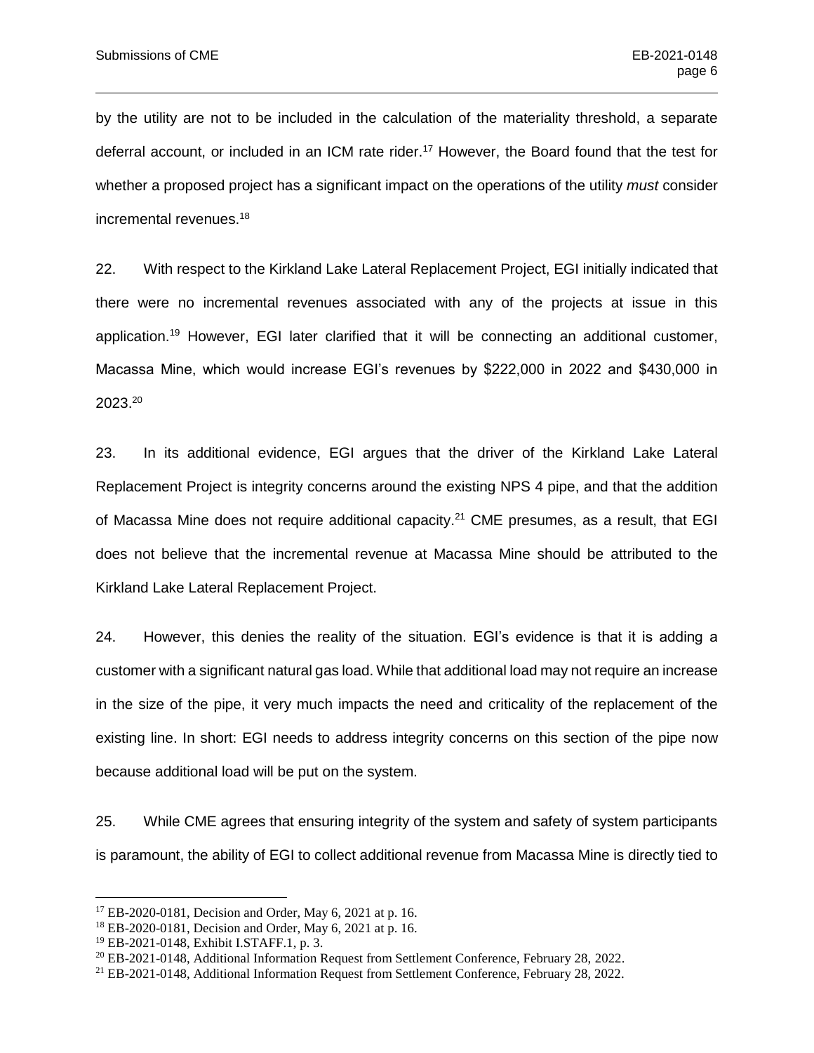by the utility are not to be included in the calculation of the materiality threshold, a separate deferral account, or included in an ICM rate rider.[17] However, the Board found that the test for whether a proposed project has a significant impact on the operations of the utility *must* consider incremental revenues.[18]

22. With respect to the Kirkland Lake Lateral Replacement Project, EGI initially indicated that there were no incremental revenues associated with any of the projects at issue in this application.[19] However, EGI later clarified that it will be connecting an additional customer, Macassa Mine, which would increase EGI's revenues by $222,000 in 2022 and $430,000 in 2023.[20]

23. In its additional evidence, EGI argues that the driver of the Kirkland Lake Lateral Replacement Project is integrity concerns around the existing NPS 4 pipe, and that the addition of Macassa Mine does not require additional capacity.[21] CME presumes, as a result, that EGI does not believe that the incremental revenue at Macassa Mine should be attributed to the Kirkland Lake Lateral Replacement Project.

24. However, this denies the reality of the situation. EGI's evidence is that it is adding a customer with a significant natural gas load. While that additional load may not require an increase in the size of the pipe, it very much impacts the need and criticality of the replacement of the existing line. In short: EGI needs to address integrity concerns on this section of the pipe now because additional load will be put on the system.

25. While CME agrees that ensuring integrity of the system and safety of system participants is paramount, the ability of EGI to collect additional revenue from Macassa Mine is directly tied to

---

[17] EB-2020-0181, Decision and Order, May 6, 2021 at p. 16.

[18] EB-2020-0181, Decision and Order, May 6, 2021 at p. 16.

[19] EB-2021-0148, Exhibit I.STAFF.1, p. 3.

[20] EB-2021-0148, Additional Information Request from Settlement Conference, February 28, 2022.

[21] EB-2021-0148, Additional Information Request from Settlement Conference, February 28, 2022.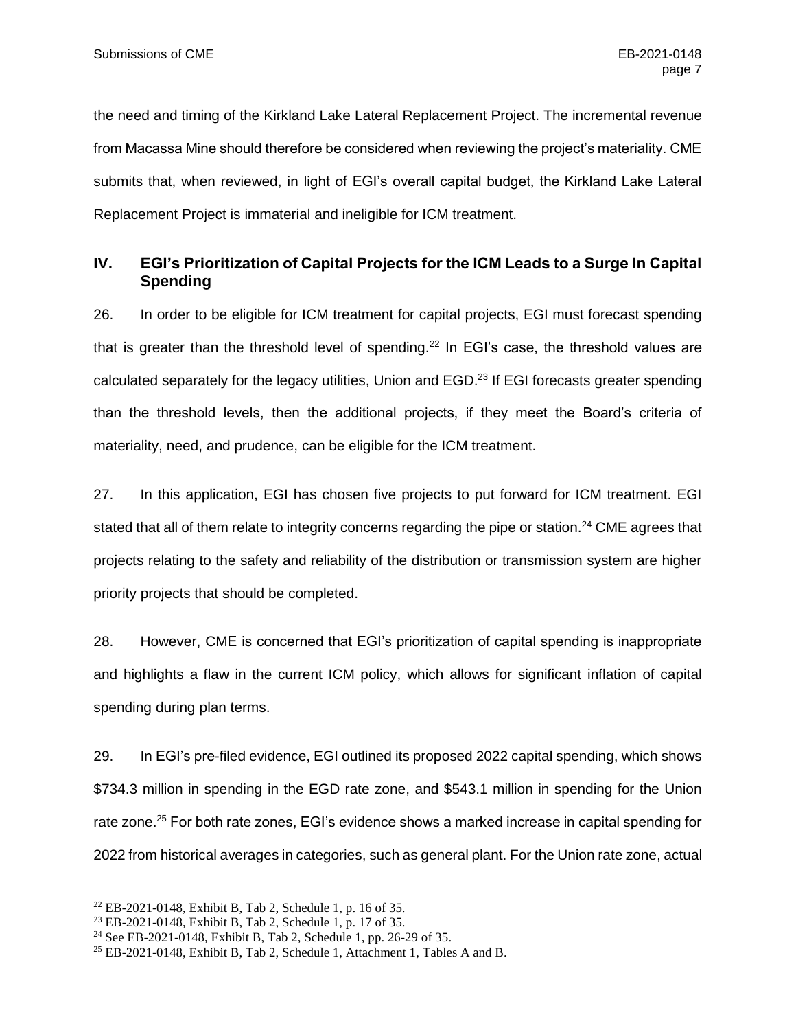the need and timing of the Kirkland Lake Lateral Replacement Project. The incremental revenue from Macassa Mine should therefore be considered when reviewing the project's materiality. CME submits that, when reviewed, in light of EGI's overall capital budget, the Kirkland Lake Lateral Replacement Project is immaterial and ineligible for ICM treatment.

## IV. EGI's Prioritization of Capital Projects for the ICM Leads to a Surge In Capital Spending

26. In order to be eligible for ICM treatment for capital projects, EGI must forecast spending that is greater than the threshold level of spending.[22] In EGI's case, the threshold values are calculated separately for the legacy utilities, Union and EGD.[23] If EGI forecasts greater spending than the threshold levels, then the additional projects, if they meet the Board's criteria of materiality, need, and prudence, can be eligible for the ICM treatment.

27. In this application, EGI has chosen five projects to put forward for ICM treatment. EGI stated that all of them relate to integrity concerns regarding the pipe or station.[24] CME agrees that projects relating to the safety and reliability of the distribution or transmission system are higher priority projects that should be completed.

28. However, CME is concerned that EGI's prioritization of capital spending is inappropriate and highlights a flaw in the current ICM policy, which allows for significant inflation of capital spending during plan terms.

29. In EGI's pre-filed evidence, EGI outlined its proposed 2022 capital spending, which shows $734.3 million in spending in the EGD rate zone, and $543.1 million in spending for the Union rate zone.[25] For both rate zones, EGI's evidence shows a marked increase in capital spending for 2022 from historical averages in categories, such as general plant. For the Union rate zone, actual

---

[22] EB-2021-0148, Exhibit B, Tab 2, Schedule 1, p. 16 of 35.

[23] EB-2021-0148, Exhibit B, Tab 2, Schedule 1, p. 17 of 35.

[24] See EB-2021-0148, Exhibit B, Tab 2, Schedule 1, pp. 26-29 of 35.

[25] EB-2021-0148, Exhibit B, Tab 2, Schedule 1, Attachment 1, Tables A and B.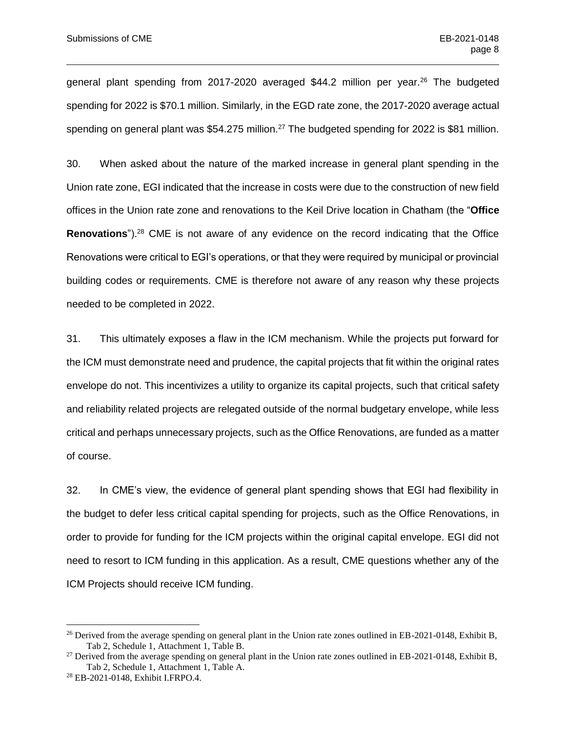general plant spending from 2017-2020 averaged $44.2 million per year.[26] The budgeted spending for 2022 is $70.1 million. Similarly, in the EGD rate zone, the 2017-2020 average actual spending on general plant was $54.275 million.[27] The budgeted spending for 2022 is $81 million.

30. When asked about the nature of the marked increase in general plant spending in the Union rate zone, EGI indicated that the increase in costs were due to the construction of new field offices in the Union rate zone and renovations to the Keil Drive location in Chatham (the "**Office Renovations**").[28] CME is not aware of any evidence on the record indicating that the Office Renovations were critical to EGI's operations, or that they were required by municipal or provincial building codes or requirements. CME is therefore not aware of any reason why these projects needed to be completed in 2022.

31. This ultimately exposes a flaw in the ICM mechanism. While the projects put forward for the ICM must demonstrate need and prudence, the capital projects that fit within the original rates envelope do not. This incentivizes a utility to organize its capital projects, such that critical safety and reliability related projects are relegated outside of the normal budgetary envelope, while less critical and perhaps unnecessary projects, such as the Office Renovations, are funded as a matter of course.

32. In CME's view, the evidence of general plant spending shows that EGI had flexibility in the budget to defer less critical capital spending for projects, such as the Office Renovations, in order to provide for funding for the ICM projects within the original capital envelope. EGI did not need to resort to ICM funding in this application. As a result, CME questions whether any of the ICM Projects should receive ICM funding.

---

[26] Derived from the average spending on general plant in the Union rate zones outlined in EB-2021-0148, Exhibit B, Tab 2, Schedule 1, Attachment 1, Table B.

[27] Derived from the average spending on general plant in the Union rate zones outlined in EB-2021-0148, Exhibit B, Tab 2, Schedule 1, Attachment 1, Table A.

[28] EB-2021-0148, Exhibit I.FRPO.4.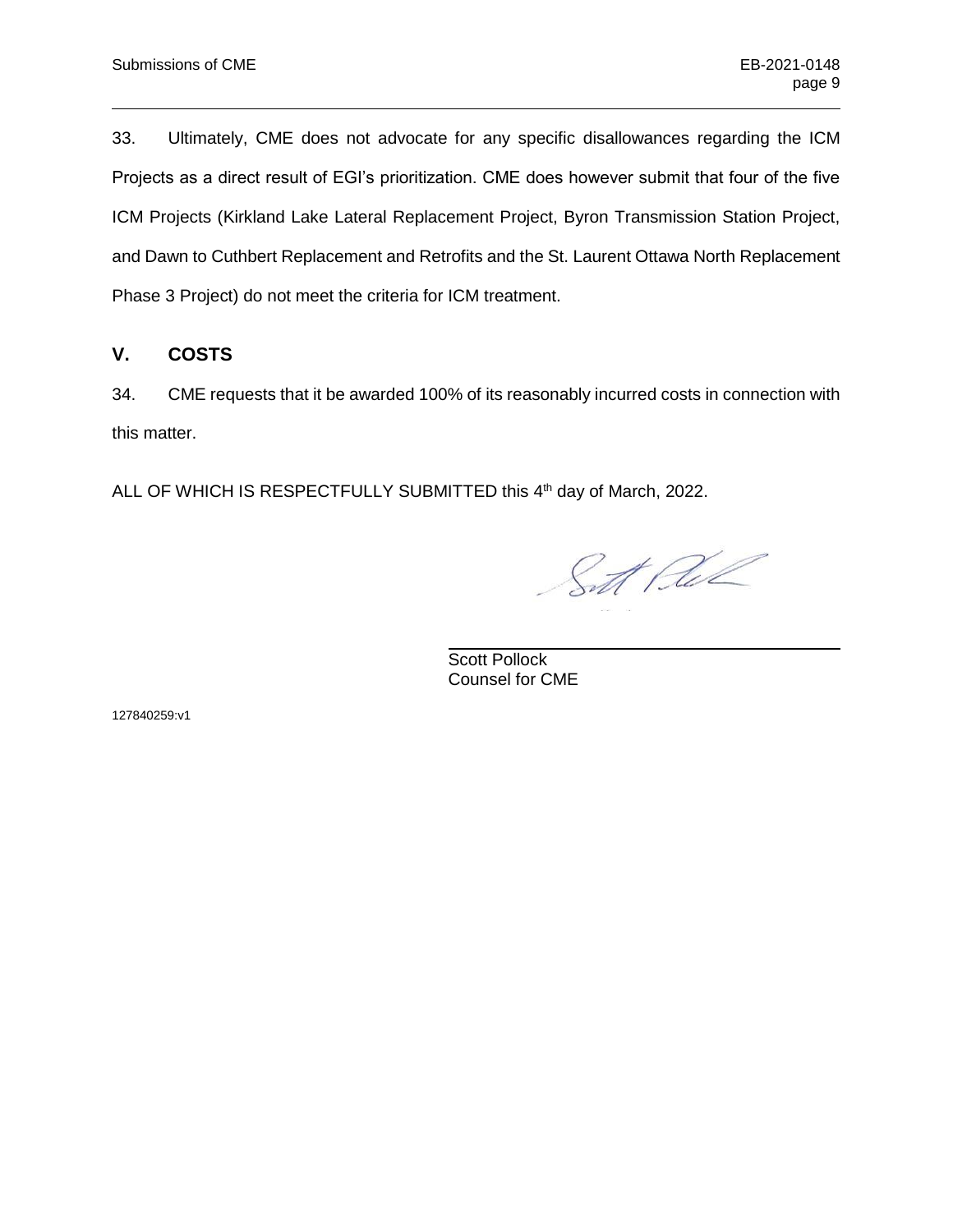33. Ultimately, CME does not advocate for any specific disallowances regarding the ICM Projects as a direct result of EGI's prioritization. CME does however submit that four of the five ICM Projects (Kirkland Lake Lateral Replacement Project, Byron Transmission Station Project, and Dawn to Cuthbert Replacement and Retrofits and the St. Laurent Ottawa North Replacement Phase 3 Project) do not meet the criteria for ICM treatment.

## V. COSTS

34. CME requests that it be awarded 100% of its reasonably incurred costs in connection with this matter.

ALL OF WHICH IS RESPECTFULLY SUBMITTED this 4th day of March, 2022.

Scott Pollock
Counsel for CME

127840259:v1